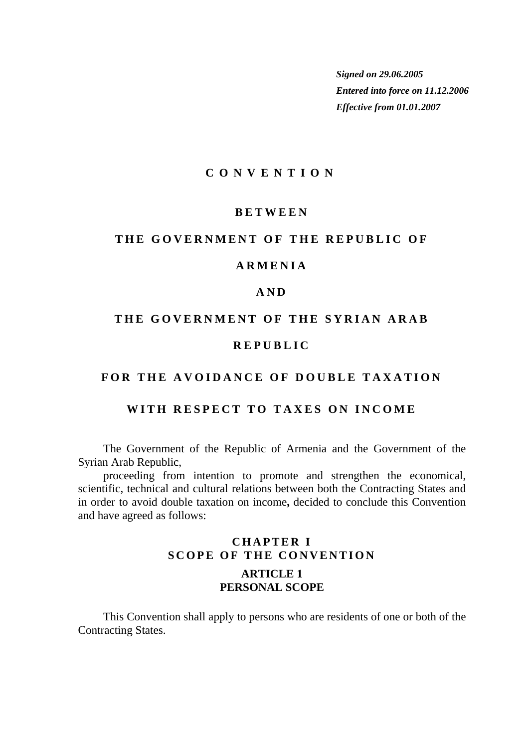*Signed on 29.06.2005*
*Entered into force on 11.12.2006*
*Effective from 01.01.2007*

# CONVENTION

# BETWEEN

# THE GOVERNMENT OF THE REPUBLIC OF ARMENIA

# AND

# THE GOVERNMENT OF THE SYRIAN ARAB REPUBLIC

# FOR THE AVOIDANCE OF DOUBLE TAXATION WITH RESPECT TO TAXES ON INCOME

The Government of the Republic of Armenia and the Government of the Syrian Arab Republic,

proceeding from intention to promote and strengthen the economical, scientific, technical and cultural relations between both the Contracting States and in order to avoid double taxation on income**,** decided to conclude this Convention and have agreed as follows:

## CHAPTER I
## SCOPE OF THE CONVENTION

### ARTICLE 1
### PERSONAL SCOPE

This Convention shall apply to persons who are residents of one or both of the Contracting States.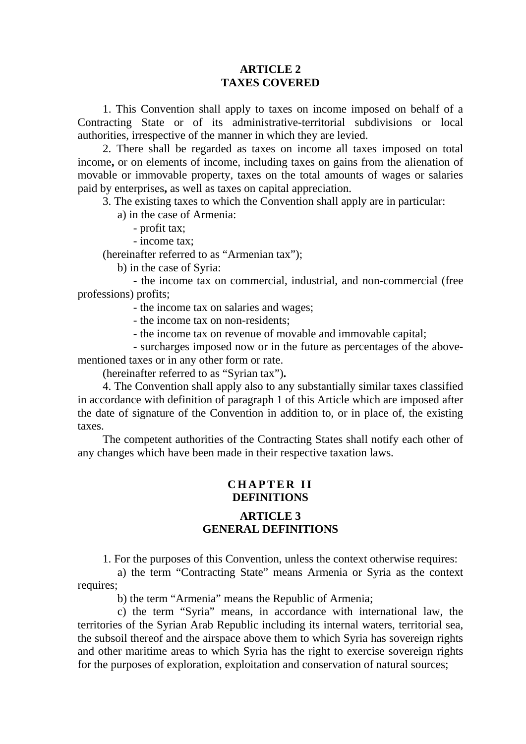## ARTICLE 2
## TAXES COVERED

1. This Convention shall apply to taxes on income imposed on behalf of a Contracting State or of its administrative-territorial subdivisions or local authorities, irrespective of the manner in which they are levied.

2. There shall be regarded as taxes on income all taxes imposed on total income**,** or on elements of income, including taxes on gains from the alienation of movable or immovable property, taxes on the total amounts of wages or salaries paid by enterprises**,** as well as taxes on capital appreciation.

3. The existing taxes to which the Convention shall apply are in particular:

a) in the case of Armenia:

- profit tax;
- income tax;

(hereinafter referred to as "Armenian tax");

b) in the case of Syria:

- the income tax on commercial, industrial, and non-commercial (free professions) profits;
- the income tax on salaries and wages;
- the income tax on non-residents;
- the income tax on revenue of movable and immovable capital;
- surcharges imposed now or in the future as percentages of the above-mentioned taxes or in any other form or rate.

(hereinafter referred to as "Syrian tax")**.**

4. The Convention shall apply also to any substantially similar taxes classified in accordance with definition of paragraph 1 of this Article which are imposed after the date of signature of the Convention in addition to, or in place of, the existing taxes.

The competent authorities of the Contracting States shall notify each other of any changes which have been made in their respective taxation laws.

# CHAPTER II
# DEFINITIONS

## ARTICLE 3
## GENERAL DEFINITIONS

1. For the purposes of this Convention, unless the context otherwise requires:

a) the term "Contracting State" means Armenia or Syria as the context requires;

b) the term "Armenia" means the Republic of Armenia;

c) the term "Syria" means, in accordance with international law, the territories of the Syrian Arab Republic including its internal waters, territorial sea, the subsoil thereof and the airspace above them to which Syria has sovereign rights and other maritime areas to which Syria has the right to exercise sovereign rights for the purposes of exploration, exploitation and conservation of natural sources;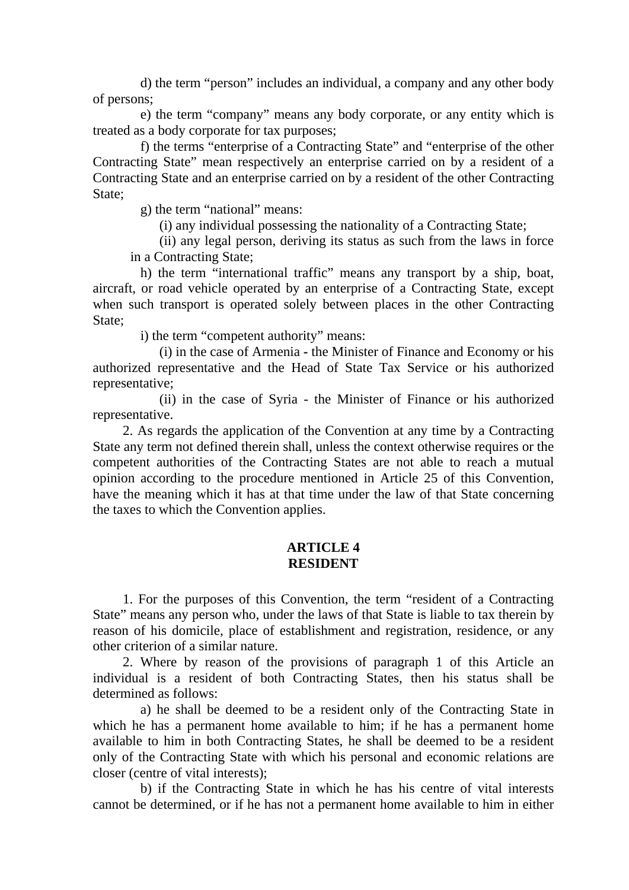d) the term “person” includes an individual, a company and any other body of persons;

e) the term “company” means any body corporate, or any entity which is treated as a body corporate for tax purposes;

f) the terms “enterprise of a Contracting State” and “enterprise of the other Contracting State” mean respectively an enterprise carried on by a resident of a Contracting State and an enterprise carried on by a resident of the other Contracting State;

g) the term “national” means:

(i) any individual possessing the nationality of a Contracting State;

(ii) any legal person, deriving its status as such from the laws in force in a Contracting State;

h) the term “international traffic” means any transport by a ship, boat, aircraft, or road vehicle operated by an enterprise of a Contracting State, except when such transport is operated solely between places in the other Contracting State;

i) the term “competent authority” means:

(i) in the case of Armenia - the Minister of Finance and Economy or his authorized representative and the Head of State Tax Service or his authorized representative;

(ii) in the case of Syria - the Minister of Finance or his authorized representative.

2. As regards the application of the Convention at any time by a Contracting State any term not defined therein shall, unless the context otherwise requires or the competent authorities of the Contracting States are not able to reach a mutual opinion according to the procedure mentioned in Article 25 of this Convention, have the meaning which it has at that time under the law of that State concerning the taxes to which the Convention applies.

## ARTICLE 4
## RESIDENT

1. For the purposes of this Convention, the term “resident of a Contracting State” means any person who, under the laws of that State is liable to tax therein by reason of his domicile, place of establishment and registration, residence, or any other criterion of a similar nature.

2. Where by reason of the provisions of paragraph 1 of this Article an individual is a resident of both Contracting States, then his status shall be determined as follows:

a) he shall be deemed to be a resident only of the Contracting State in which he has a permanent home available to him; if he has a permanent home available to him in both Contracting States, he shall be deemed to be a resident only of the Contracting State with which his personal and economic relations are closer (centre of vital interests);

b) if the Contracting State in which he has his centre of vital interests cannot be determined, or if he has not a permanent home available to him in either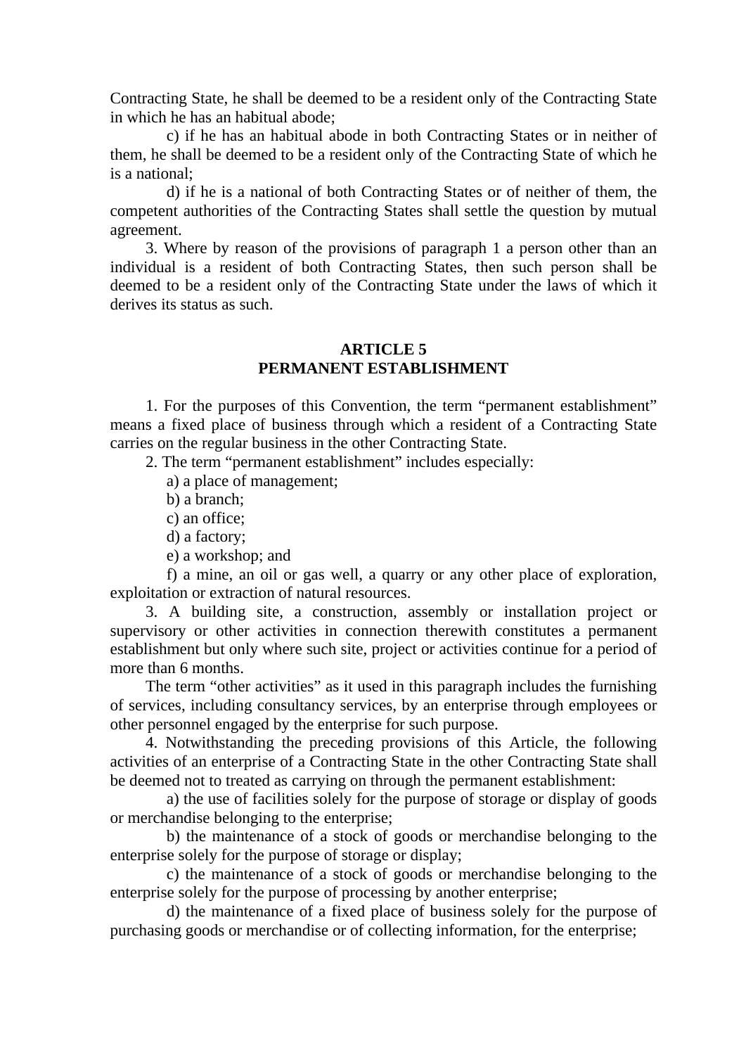Contracting State, he shall be deemed to be a resident only of the Contracting State in which he has an habitual abode;

c) if he has an habitual abode in both Contracting States or in neither of them, he shall be deemed to be a resident only of the Contracting State of which he is a national;

d) if he is a national of both Contracting States or of neither of them, the competent authorities of the Contracting States shall settle the question by mutual agreement.

3. Where by reason of the provisions of paragraph 1 a person other than an individual is a resident of both Contracting States, then such person shall be deemed to be a resident only of the Contracting State under the laws of which it derives its status as such.

## ARTICLE 5
## PERMANENT ESTABLISHMENT

1. For the purposes of this Convention, the term “permanent establishment” means a fixed place of business through which a resident of a Contracting State carries on the regular business in the other Contracting State.

2. The term “permanent establishment” includes especially:

a) a place of management;

b) a branch;

c) an office;

d) a factory;

e) a workshop; and

f) a mine, an oil or gas well, a quarry or any other place of exploration, exploitation or extraction of natural resources.

3. A building site, a construction, assembly or installation project or supervisory or other activities in connection therewith constitutes a permanent establishment but only where such site, project or activities continue for a period of more than 6 months.

The term “other activities” as it used in this paragraph includes the furnishing of services, including consultancy services, by an enterprise through employees or other personnel engaged by the enterprise for such purpose.

4. Notwithstanding the preceding provisions of this Article, the following activities of an enterprise of a Contracting State in the other Contracting State shall be deemed not to treated as carrying on through the permanent establishment:

a) the use of facilities solely for the purpose of storage or display of goods or merchandise belonging to the enterprise;

b) the maintenance of a stock of goods or merchandise belonging to the enterprise solely for the purpose of storage or display;

c) the maintenance of a stock of goods or merchandise belonging to the enterprise solely for the purpose of processing by another enterprise;

d) the maintenance of a fixed place of business solely for the purpose of purchasing goods or merchandise or of collecting information, for the enterprise;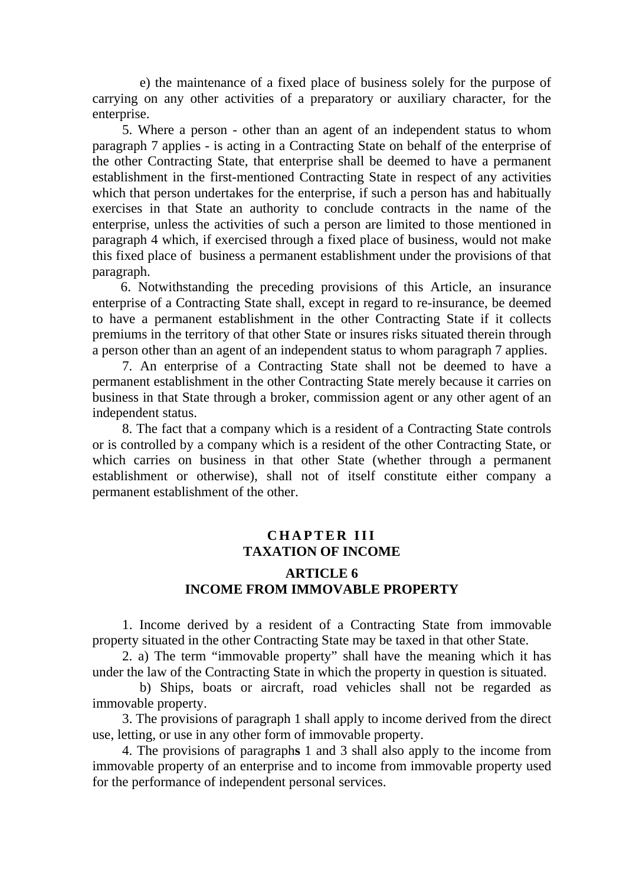e) the maintenance of a fixed place of business solely for the purpose of carrying on any other activities of a preparatory or auxiliary character, for the enterprise.

5. Where a person - other than an agent of an independent status to whom paragraph 7 applies - is acting in a Contracting State on behalf of the enterprise of the other Contracting State, that enterprise shall be deemed to have a permanent establishment in the first-mentioned Contracting State in respect of any activities which that person undertakes for the enterprise, if such a person has and habitually exercises in that State an authority to conclude contracts in the name of the enterprise, unless the activities of such a person are limited to those mentioned in paragraph 4 which, if exercised through a fixed place of business, would not make this fixed place of business a permanent establishment under the provisions of that paragraph.

6. Notwithstanding the preceding provisions of this Article, an insurance enterprise of a Contracting State shall, except in regard to re-insurance, be deemed to have a permanent establishment in the other Contracting State if it collects premiums in the territory of that other State or insures risks situated therein through a person other than an agent of an independent status to whom paragraph 7 applies.

7. An enterprise of a Contracting State shall not be deemed to have a permanent establishment in the other Contracting State merely because it carries on business in that State through a broker, commission agent or any other agent of an independent status.

8. The fact that a company which is a resident of a Contracting State controls or is controlled by a company which is a resident of the other Contracting State, or which carries on business in that other State (whether through a permanent establishment or otherwise), shall not of itself constitute either company a permanent establishment of the other.

## CHAPTER III
## TAXATION OF INCOME

### ARTICLE 6
### INCOME FROM IMMOVABLE PROPERTY

1. Income derived by a resident of a Contracting State from immovable property situated in the other Contracting State may be taxed in that other State.

2. a) The term “immovable property” shall have the meaning which it has under the law of the Contracting State in which the property in question is situated.

b) Ships, boats or aircraft, road vehicles shall not be regarded as immovable property.

3. The provisions of paragraph 1 shall apply to income derived from the direct use, letting, or use in any other form of immovable property.

4. The provisions of paragraph**s** 1 and 3 shall also apply to the income from immovable property of an enterprise and to income from immovable property used for the performance of independent personal services.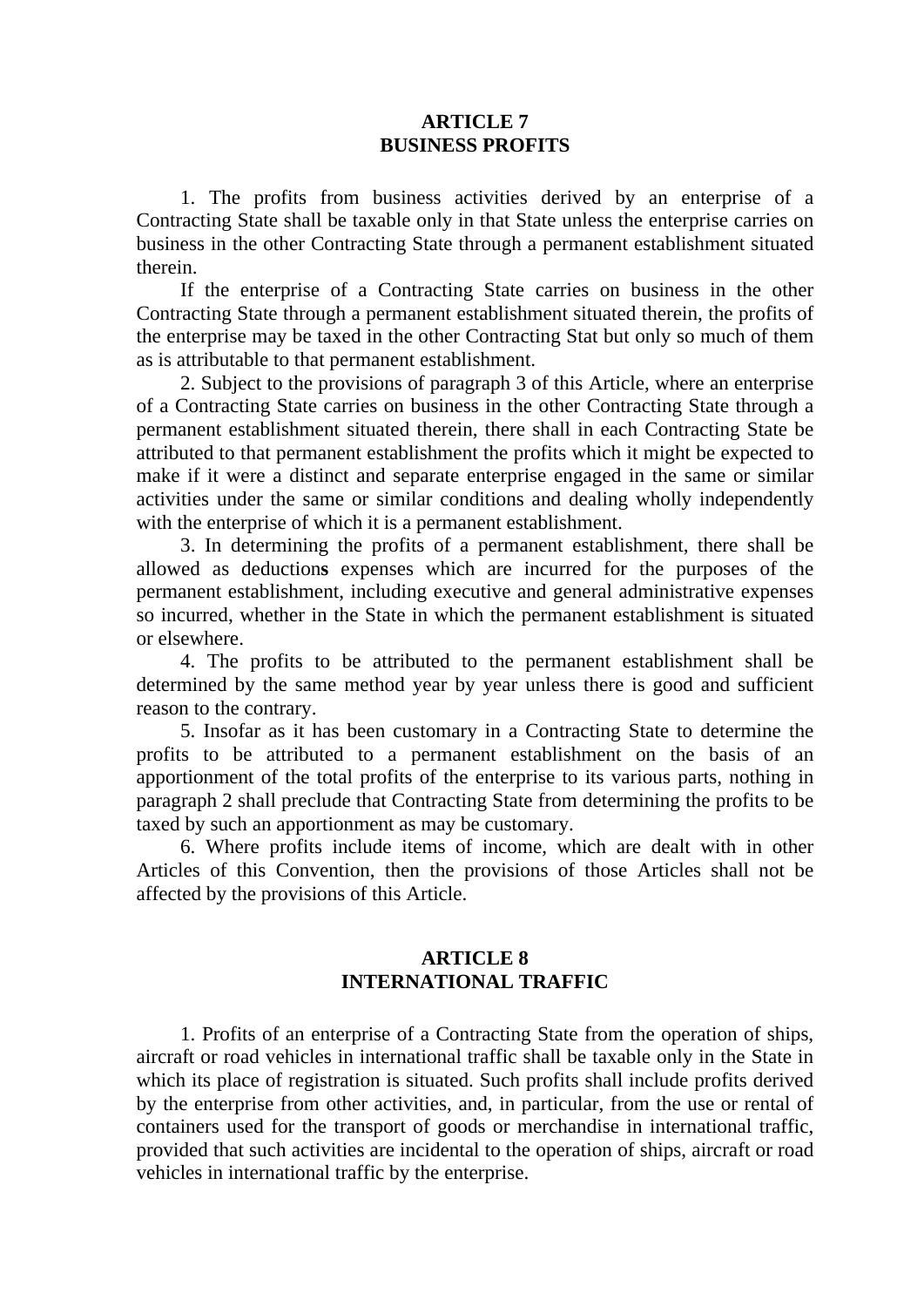## ARTICLE 7
## BUSINESS PROFITS

1. The profits from business activities derived by an enterprise of a Contracting State shall be taxable only in that State unless the enterprise carries on business in the other Contracting State through a permanent establishment situated therein.

If the enterprise of a Contracting State carries on business in the other Contracting State through a permanent establishment situated therein, the profits of the enterprise may be taxed in the other Contracting Stat but only so much of them as is attributable to that permanent establishment.

2. Subject to the provisions of paragraph 3 of this Article, where an enterprise of a Contracting State carries on business in the other Contracting State through a permanent establishment situated therein, there shall in each Contracting State be attributed to that permanent establishment the profits which it might be expected to make if it were a distinct and separate enterprise engaged in the same or similar activities under the same or similar conditions and dealing wholly independently with the enterprise of which it is a permanent establishment.

3. In determining the profits of a permanent establishment, there shall be allowed as deduction**s** expenses which are incurred for the purposes of the permanent establishment, including executive and general administrative expenses so incurred, whether in the State in which the permanent establishment is situated or elsewhere.

4. The profits to be attributed to the permanent establishment shall be determined by the same method year by year unless there is good and sufficient reason to the contrary.

5. Insofar as it has been customary in a Contracting State to determine the profits to be attributed to a permanent establishment on the basis of an apportionment of the total profits of the enterprise to its various parts, nothing in paragraph 2 shall preclude that Contracting State from determining the profits to be taxed by such an apportionment as may be customary.

6. Where profits include items of income, which are dealt with in other Articles of this Convention, then the provisions of those Articles shall not be affected by the provisions of this Article.

## ARTICLE 8
## INTERNATIONAL TRAFFIC

1. Profits of an enterprise of a Contracting State from the operation of ships, aircraft or road vehicles in international traffic shall be taxable only in the State in which its place of registration is situated. Such profits shall include profits derived by the enterprise from other activities, and, in particular, from the use or rental of containers used for the transport of goods or merchandise in international traffic, provided that such activities are incidental to the operation of ships, aircraft or road vehicles in international traffic by the enterprise.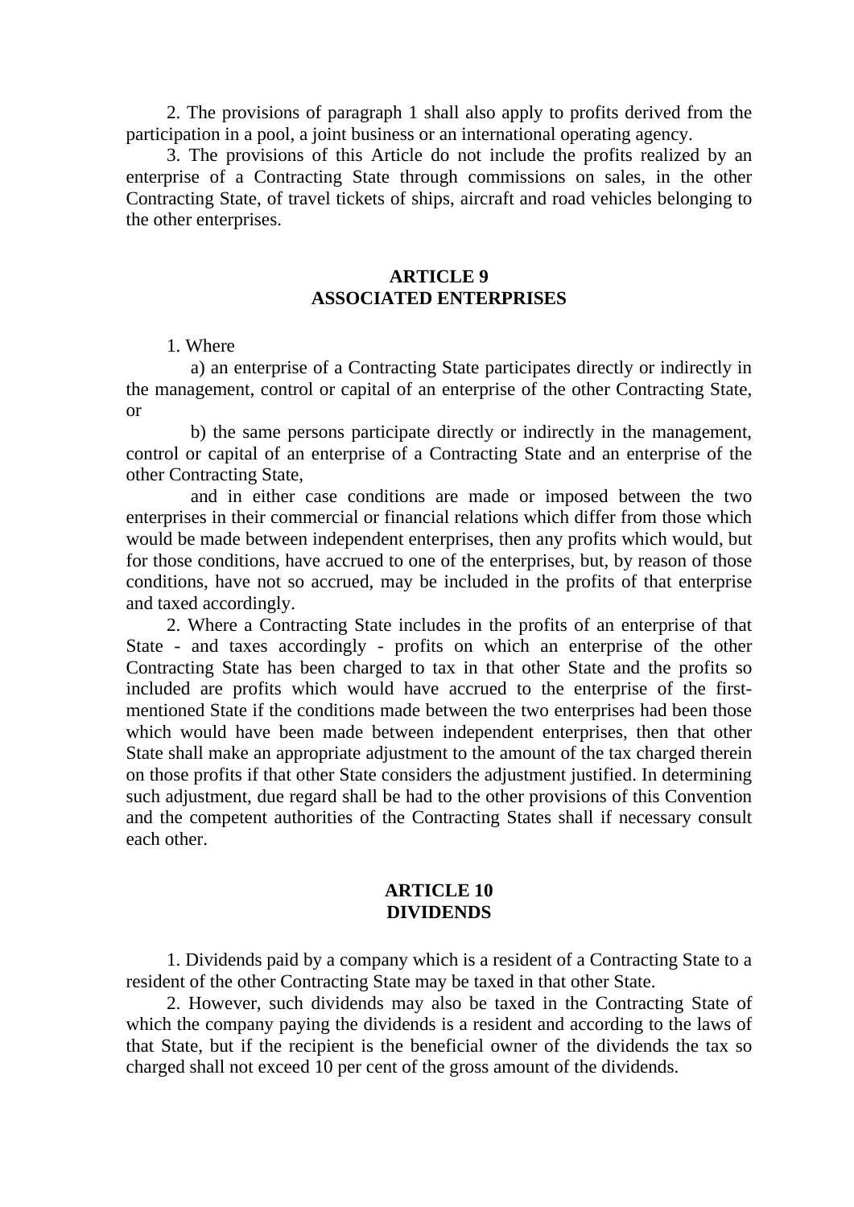2. The provisions of paragraph 1 shall also apply to profits derived from the participation in a pool, a joint business or an international operating agency.

3. The provisions of this Article do not include the profits realized by an enterprise of a Contracting State through commissions on sales, in the other Contracting State, of travel tickets of ships, aircraft and road vehicles belonging to the other enterprises.

## ARTICLE 9
## ASSOCIATED ENTERPRISES

1. Where

a) an enterprise of a Contracting State participates directly or indirectly in the management, control or capital of an enterprise of the other Contracting State, or

b) the same persons participate directly or indirectly in the management, control or capital of an enterprise of a Contracting State and an enterprise of the other Contracting State,

and in either case conditions are made or imposed between the two enterprises in their commercial or financial relations which differ from those which would be made between independent enterprises, then any profits which would, but for those conditions, have accrued to one of the enterprises, but, by reason of those conditions, have not so accrued, may be included in the profits of that enterprise and taxed accordingly.

2. Where a Contracting State includes in the profits of an enterprise of that State - and taxes accordingly - profits on which an enterprise of the other Contracting State has been charged to tax in that other State and the profits so included are profits which would have accrued to the enterprise of the first-mentioned State if the conditions made between the two enterprises had been those which would have been made between independent enterprises, then that other State shall make an appropriate adjustment to the amount of the tax charged therein on those profits if that other State considers the adjustment justified. In determining such adjustment, due regard shall be had to the other provisions of this Convention and the competent authorities of the Contracting States shall if necessary consult each other.

## ARTICLE 10
## DIVIDENDS

1. Dividends paid by a company which is a resident of a Contracting State to a resident of the other Contracting State may be taxed in that other State.

2. However, such dividends may also be taxed in the Contracting State of which the company paying the dividends is a resident and according to the laws of that State, but if the recipient is the beneficial owner of the dividends the tax so charged shall not exceed 10 per cent of the gross amount of the dividends.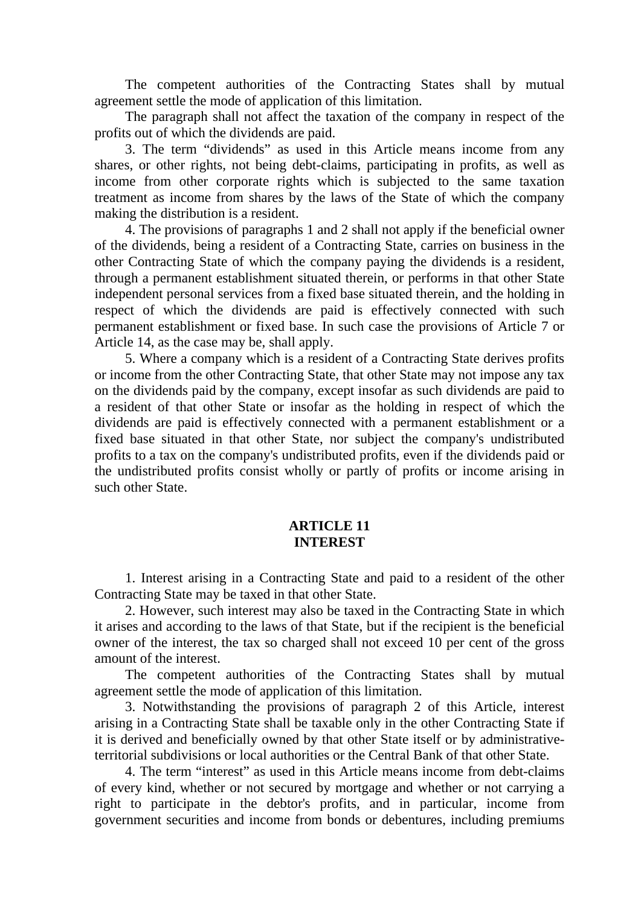The competent authorities of the Contracting States shall by mutual agreement settle the mode of application of this limitation.

The paragraph shall not affect the taxation of the company in respect of the profits out of which the dividends are paid.

3. The term “dividends” as used in this Article means income from any shares, or other rights, not being debt-claims, participating in profits, as well as income from other corporate rights which is subjected to the same taxation treatment as income from shares by the laws of the State of which the company making the distribution is a resident.

4. The provisions of paragraphs 1 and 2 shall not apply if the beneficial owner of the dividends, being a resident of a Contracting State, carries on business in the other Contracting State of which the company paying the dividends is a resident, through a permanent establishment situated therein, or performs in that other State independent personal services from a fixed base situated therein, and the holding in respect of which the dividends are paid is effectively connected with such permanent establishment or fixed base. In such case the provisions of Article 7 or Article 14, as the case may be, shall apply.

5. Where a company which is a resident of a Contracting State derives profits or income from the other Contracting State, that other State may not impose any tax on the dividends paid by the company, except insofar as such dividends are paid to a resident of that other State or insofar as the holding in respect of which the dividends are paid is effectively connected with a permanent establishment or a fixed base situated in that other State, nor subject the company's undistributed profits to a tax on the company's undistributed profits, even if the dividends paid or the undistributed profits consist wholly or partly of profits or income arising in such other State.

## ARTICLE 11
## INTEREST

1. Interest arising in a Contracting State and paid to a resident of the other Contracting State may be taxed in that other State.

2. However, such interest may also be taxed in the Contracting State in which it arises and according to the laws of that State, but if the recipient is the beneficial owner of the interest, the tax so charged shall not exceed 10 per cent of the gross amount of the interest.

The competent authorities of the Contracting States shall by mutual agreement settle the mode of application of this limitation.

3. Notwithstanding the provisions of paragraph 2 of this Article, interest arising in a Contracting State shall be taxable only in the other Contracting State if it is derived and beneficially owned by that other State itself or by administrative-territorial subdivisions or local authorities or the Central Bank of that other State.

4. The term “interest” as used in this Article means income from debt-claims of every kind, whether or not secured by mortgage and whether or not carrying a right to participate in the debtor's profits, and in particular, income from government securities and income from bonds or debentures, including premiums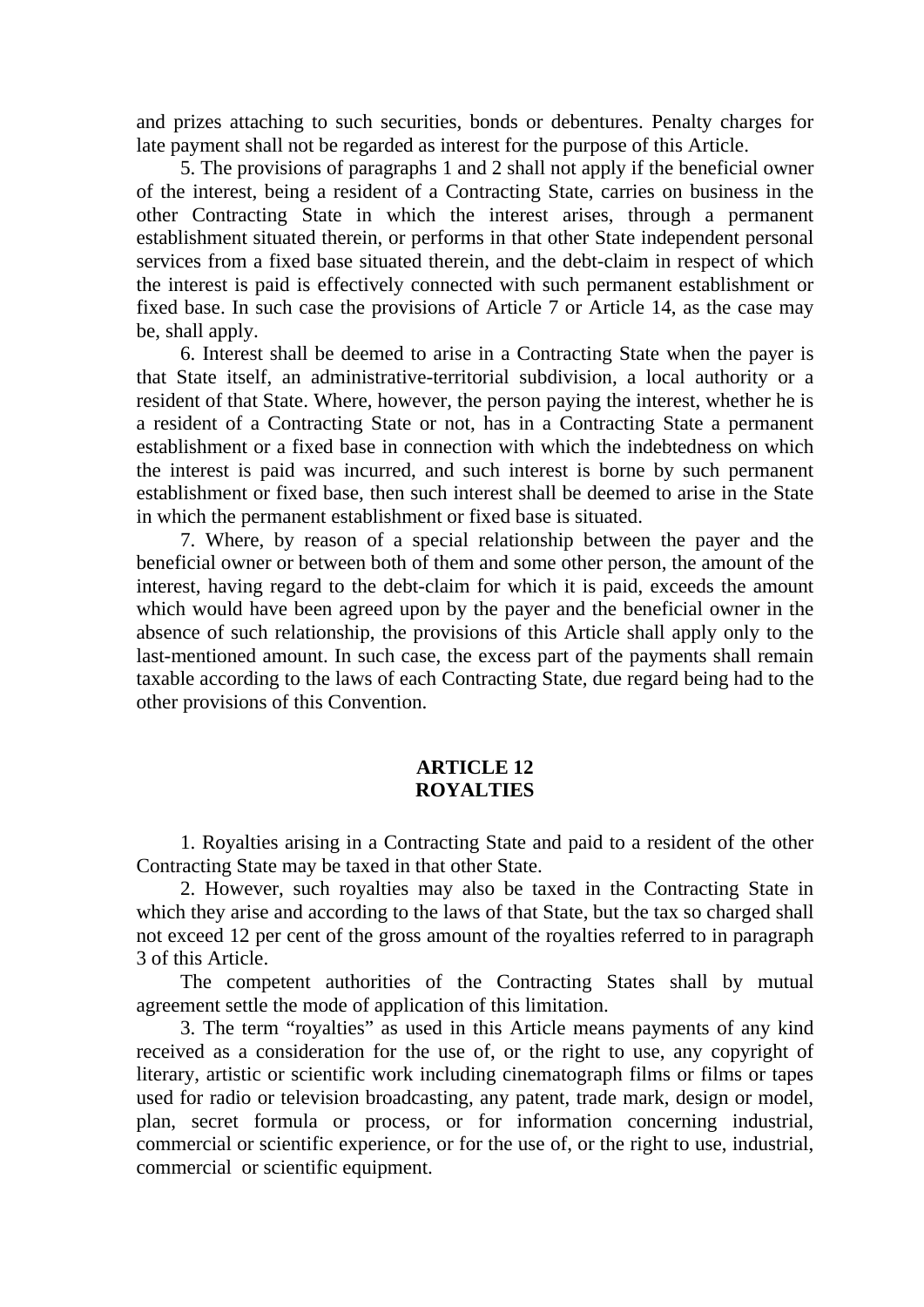and prizes attaching to such securities, bonds or debentures. Penalty charges for late payment shall not be regarded as interest for the purpose of this Article.

5. The provisions of paragraphs 1 and 2 shall not apply if the beneficial owner of the interest, being a resident of a Contracting State, carries on business in the other Contracting State in which the interest arises, through a permanent establishment situated therein, or performs in that other State independent personal services from a fixed base situated therein, and the debt-claim in respect of which the interest is paid is effectively connected with such permanent establishment or fixed base. In such case the provisions of Article 7 or Article 14, as the case may be, shall apply.

6. Interest shall be deemed to arise in a Contracting State when the payer is that State itself, an administrative-territorial subdivision, a local authority or a resident of that State. Where, however, the person paying the interest, whether he is a resident of a Contracting State or not, has in a Contracting State a permanent establishment or a fixed base in connection with which the indebtedness on which the interest is paid was incurred, and such interest is borne by such permanent establishment or fixed base, then such interest shall be deemed to arise in the State in which the permanent establishment or fixed base is situated.

7. Where, by reason of a special relationship between the payer and the beneficial owner or between both of them and some other person, the amount of the interest, having regard to the debt-claim for which it is paid, exceeds the amount which would have been agreed upon by the payer and the beneficial owner in the absence of such relationship, the provisions of this Article shall apply only to the last-mentioned amount. In such case, the excess part of the payments shall remain taxable according to the laws of each Contracting State, due regard being had to the other provisions of this Convention.

## ARTICLE 12
## ROYALTIES

1. Royalties arising in a Contracting State and paid to a resident of the other Contracting State may be taxed in that other State.

2. However, such royalties may also be taxed in the Contracting State in which they arise and according to the laws of that State, but the tax so charged shall not exceed 12 per cent of the gross amount of the royalties referred to in paragraph 3 of this Article.

The competent authorities of the Contracting States shall by mutual agreement settle the mode of application of this limitation.

3. The term “royalties” as used in this Article means payments of any kind received as a consideration for the use of, or the right to use, any copyright of literary, artistic or scientific work including cinematograph films or films or tapes used for radio or television broadcasting, any patent, trade mark, design or model, plan, secret formula or process, or for information concerning industrial, commercial or scientific experience, or for the use of, or the right to use, industrial, commercial or scientific equipment.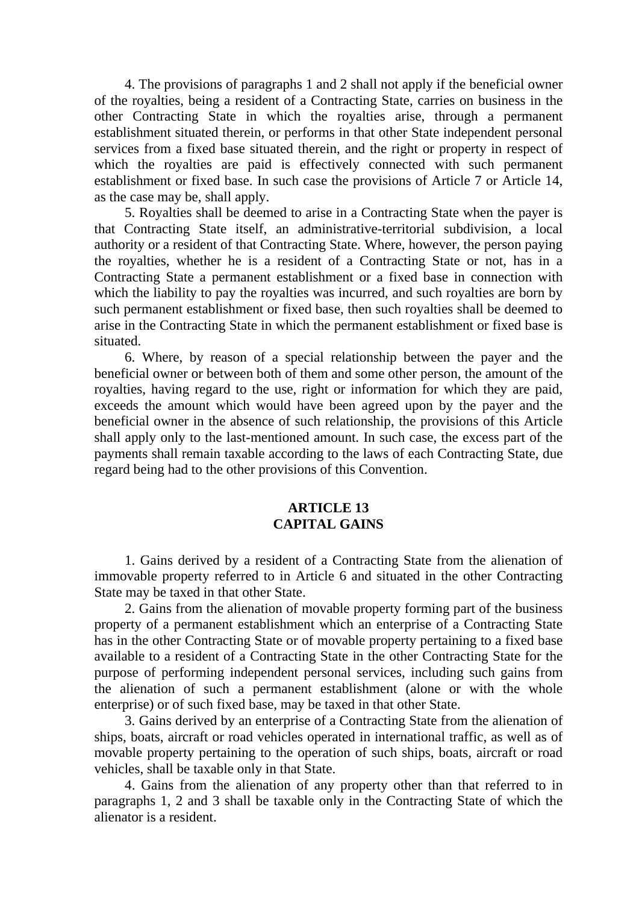4. The provisions of paragraphs 1 and 2 shall not apply if the beneficial owner of the royalties, being a resident of a Contracting State, carries on business in the other Contracting State in which the royalties arise, through a permanent establishment situated therein, or performs in that other State independent personal services from a fixed base situated therein, and the right or property in respect of which the royalties are paid is effectively connected with such permanent establishment or fixed base. In such case the provisions of Article 7 or Article 14, as the case may be, shall apply.

5. Royalties shall be deemed to arise in a Contracting State when the payer is that Contracting State itself, an administrative-territorial subdivision, a local authority or a resident of that Contracting State. Where, however, the person paying the royalties, whether he is a resident of a Contracting State or not, has in a Contracting State a permanent establishment or a fixed base in connection with which the liability to pay the royalties was incurred, and such royalties are born by such permanent establishment or fixed base, then such royalties shall be deemed to arise in the Contracting State in which the permanent establishment or fixed base is situated.

6. Where, by reason of a special relationship between the payer and the beneficial owner or between both of them and some other person, the amount of the royalties, having regard to the use, right or information for which they are paid, exceeds the amount which would have been agreed upon by the payer and the beneficial owner in the absence of such relationship, the provisions of this Article shall apply only to the last-mentioned amount. In such case, the excess part of the payments shall remain taxable according to the laws of each Contracting State, due regard being had to the other provisions of this Convention.

## ARTICLE 13
## CAPITAL GAINS

1. Gains derived by a resident of a Contracting State from the alienation of immovable property referred to in Article 6 and situated in the other Contracting State may be taxed in that other State.

2. Gains from the alienation of movable property forming part of the business property of a permanent establishment which an enterprise of a Contracting State has in the other Contracting State or of movable property pertaining to a fixed base available to a resident of a Contracting State in the other Contracting State for the purpose of performing independent personal services, including such gains from the alienation of such a permanent establishment (alone or with the whole enterprise) or of such fixed base, may be taxed in that other State.

3. Gains derived by an enterprise of a Contracting State from the alienation of ships, boats, aircraft or road vehicles operated in international traffic, as well as of movable property pertaining to the operation of such ships, boats, aircraft or road vehicles, shall be taxable only in that State.

4. Gains from the alienation of any property other than that referred to in paragraphs 1, 2 and 3 shall be taxable only in the Contracting State of which the alienator is a resident.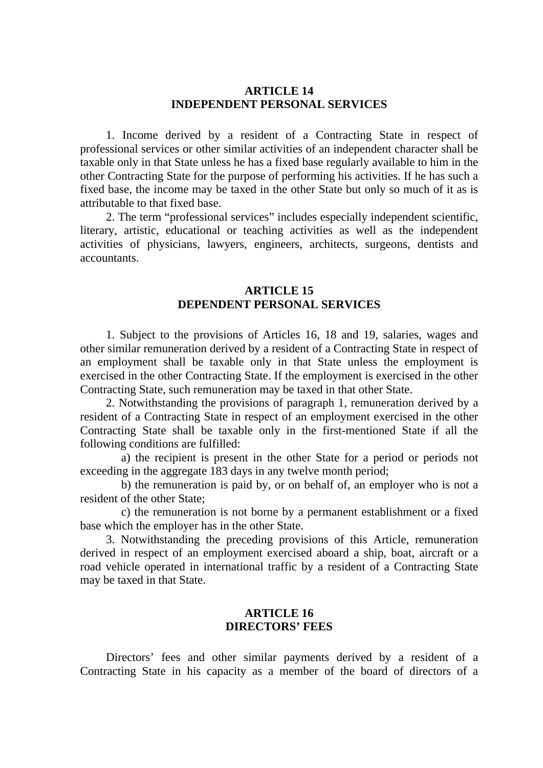## ARTICLE 14
## INDEPENDENT PERSONAL SERVICES

1. Income derived by a resident of a Contracting State in respect of professional services or other similar activities of an independent character shall be taxable only in that State unless he has a fixed base regularly available to him in the other Contracting State for the purpose of performing his activities. If he has such a fixed base, the income may be taxed in the other State but only so much of it as is attributable to that fixed base.

2. The term "professional services" includes especially independent scientific, literary, artistic, educational or teaching activities as well as the independent activities of physicians, lawyers, engineers, architects, surgeons, dentists and accountants.

## ARTICLE 15
## DEPENDENT PERSONAL SERVICES

1. Subject to the provisions of Articles 16, 18 and 19, salaries, wages and other similar remuneration derived by a resident of a Contracting State in respect of an employment shall be taxable only in that State unless the employment is exercised in the other Contracting State. If the employment is exercised in the other Contracting State, such remuneration may be taxed in that other State.

2. Notwithstanding the provisions of paragraph 1, remuneration derived by a resident of a Contracting State in respect of an employment exercised in the other Contracting State shall be taxable only in the first-mentioned State if all the following conditions are fulfilled:

a) the recipient is present in the other State for a period or periods not exceeding in the aggregate 183 days in any twelve month period;

b) the remuneration is paid by, or on behalf of, an employer who is not a resident of the other State;

c) the remuneration is not borne by a permanent establishment or a fixed base which the employer has in the other State.

3. Notwithstanding the preceding provisions of this Article, remuneration derived in respect of an employment exercised aboard a ship, boat, aircraft or a road vehicle operated in international traffic by a resident of a Contracting State may be taxed in that State.

## ARTICLE 16
## DIRECTORS' FEES

Directors' fees and other similar payments derived by a resident of a Contracting State in his capacity as a member of the board of directors of a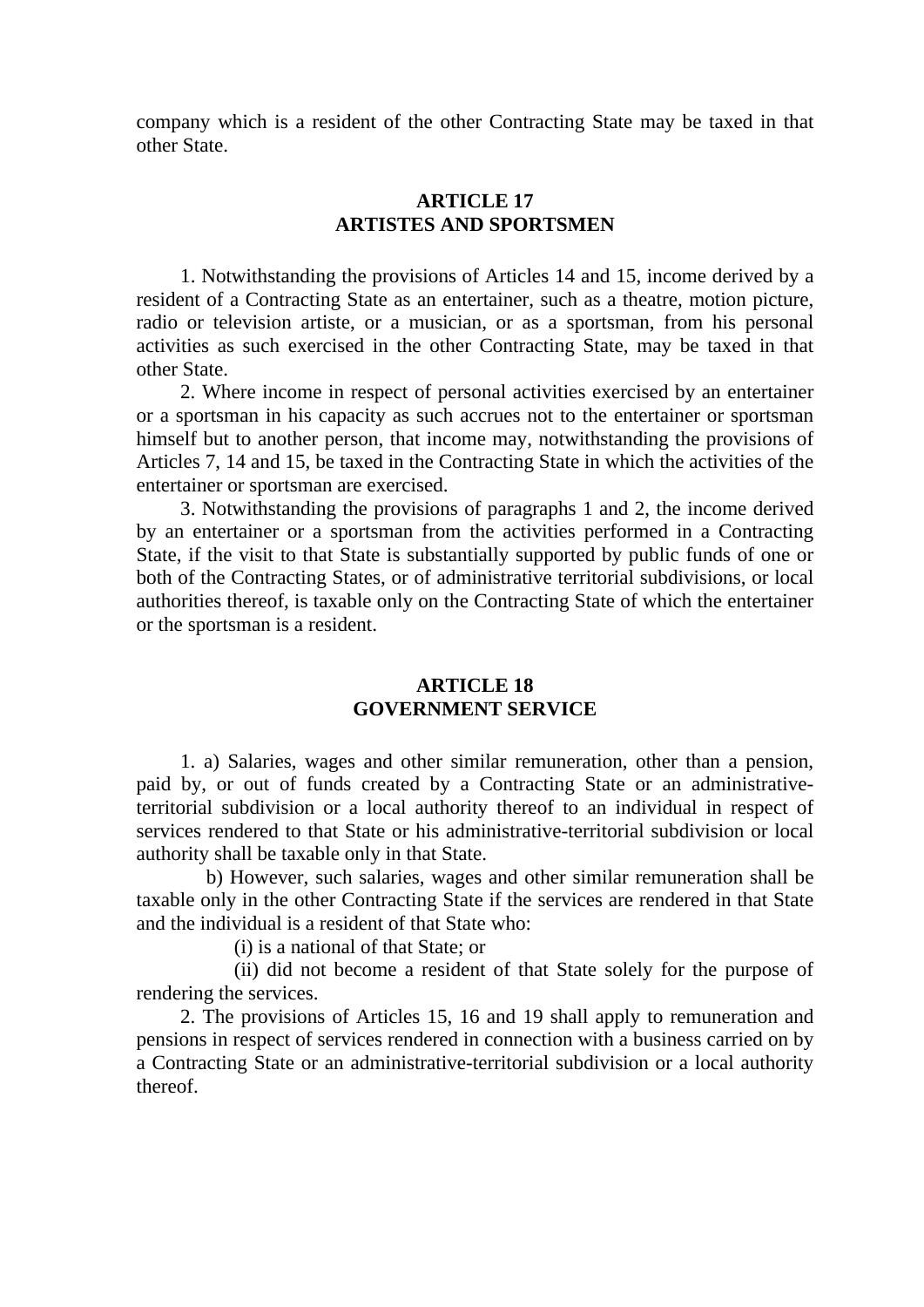company which is a resident of the other Contracting State may be taxed in that other State.

## ARTICLE 17
## ARTISTES AND SPORTSMEN

1. Notwithstanding the provisions of Articles 14 and 15, income derived by a resident of a Contracting State as an entertainer, such as a theatre, motion picture, radio or television artiste, or a musician, or as a sportsman, from his personal activities as such exercised in the other Contracting State, may be taxed in that other State.

2. Where income in respect of personal activities exercised by an entertainer or a sportsman in his capacity as such accrues not to the entertainer or sportsman himself but to another person, that income may, notwithstanding the provisions of Articles 7, 14 and 15, be taxed in the Contracting State in which the activities of the entertainer or sportsman are exercised.

3. Notwithstanding the provisions of paragraphs 1 and 2, the income derived by an entertainer or a sportsman from the activities performed in a Contracting State, if the visit to that State is substantially supported by public funds of one or both of the Contracting States, or of administrative territorial subdivisions, or local authorities thereof, is taxable only on the Contracting State of which the entertainer or the sportsman is a resident.

## ARTICLE 18
## GOVERNMENT SERVICE

1. a) Salaries, wages and other similar remuneration, other than a pension, paid by, or out of funds created by a Contracting State or an administrative-territorial subdivision or a local authority thereof to an individual in respect of services rendered to that State or his administrative-territorial subdivision or local authority shall be taxable only in that State.

b) However, such salaries, wages and other similar remuneration shall be taxable only in the other Contracting State if the services are rendered in that State and the individual is a resident of that State who:

(i) is a national of that State; or

(ii) did not become a resident of that State solely for the purpose of rendering the services.

2. The provisions of Articles 15, 16 and 19 shall apply to remuneration and pensions in respect of services rendered in connection with a business carried on by a Contracting State or an administrative-territorial subdivision or a local authority thereof.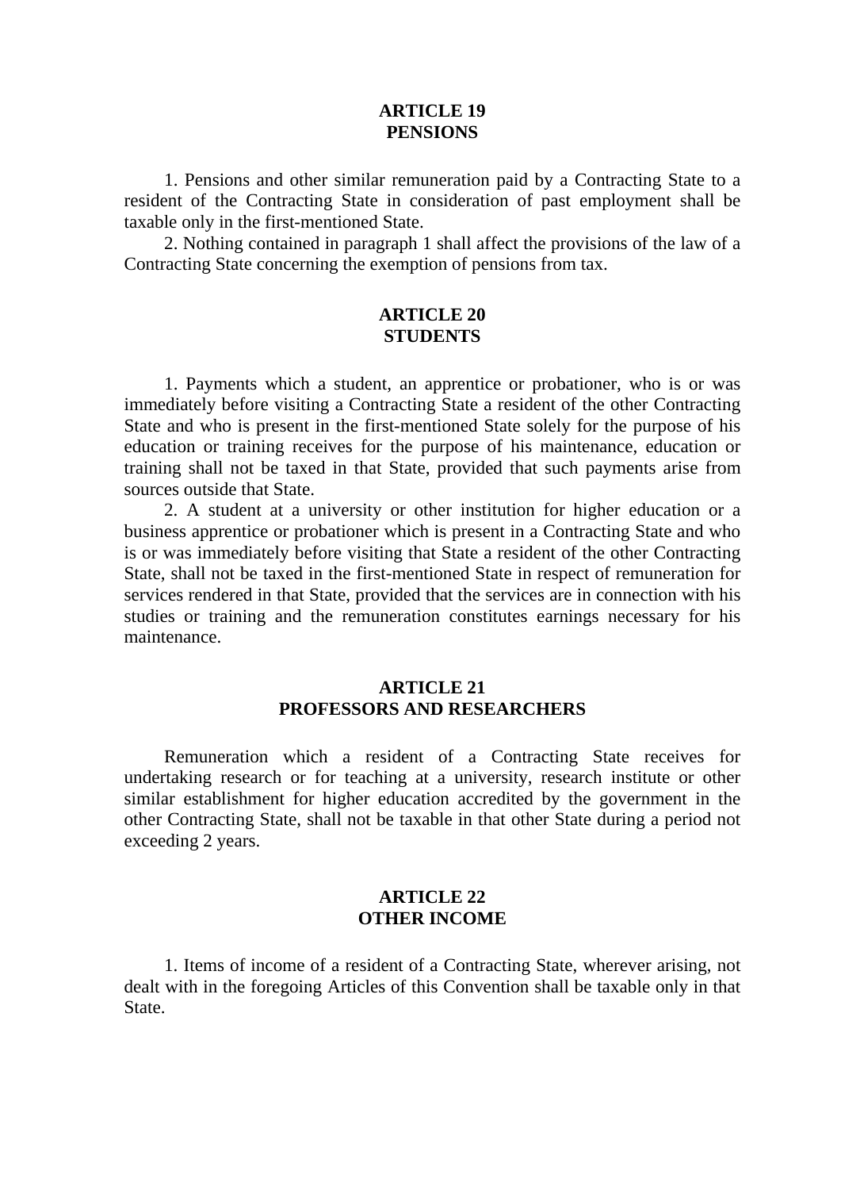## ARTICLE 19
## PENSIONS

1. Pensions and other similar remuneration paid by a Contracting State to a resident of the Contracting State in consideration of past employment shall be taxable only in the first-mentioned State.

2. Nothing contained in paragraph 1 shall affect the provisions of the law of a Contracting State concerning the exemption of pensions from tax.

## ARTICLE 20
## STUDENTS

1. Payments which a student, an apprentice or probationer, who is or was immediately before visiting a Contracting State a resident of the other Contracting State and who is present in the first-mentioned State solely for the purpose of his education or training receives for the purpose of his maintenance, education or training shall not be taxed in that State, provided that such payments arise from sources outside that State.

2. A student at a university or other institution for higher education or a business apprentice or probationer which is present in a Contracting State and who is or was immediately before visiting that State a resident of the other Contracting State, shall not be taxed in the first-mentioned State in respect of remuneration for services rendered in that State, provided that the services are in connection with his studies or training and the remuneration constitutes earnings necessary for his maintenance.

## ARTICLE 21
## PROFESSORS AND RESEARCHERS

Remuneration which a resident of a Contracting State receives for undertaking research or for teaching at a university, research institute or other similar establishment for higher education accredited by the government in the other Contracting State, shall not be taxable in that other State during a period not exceeding 2 years.

## ARTICLE 22
## OTHER INCOME

1. Items of income of a resident of a Contracting State, wherever arising, not dealt with in the foregoing Articles of this Convention shall be taxable only in that State.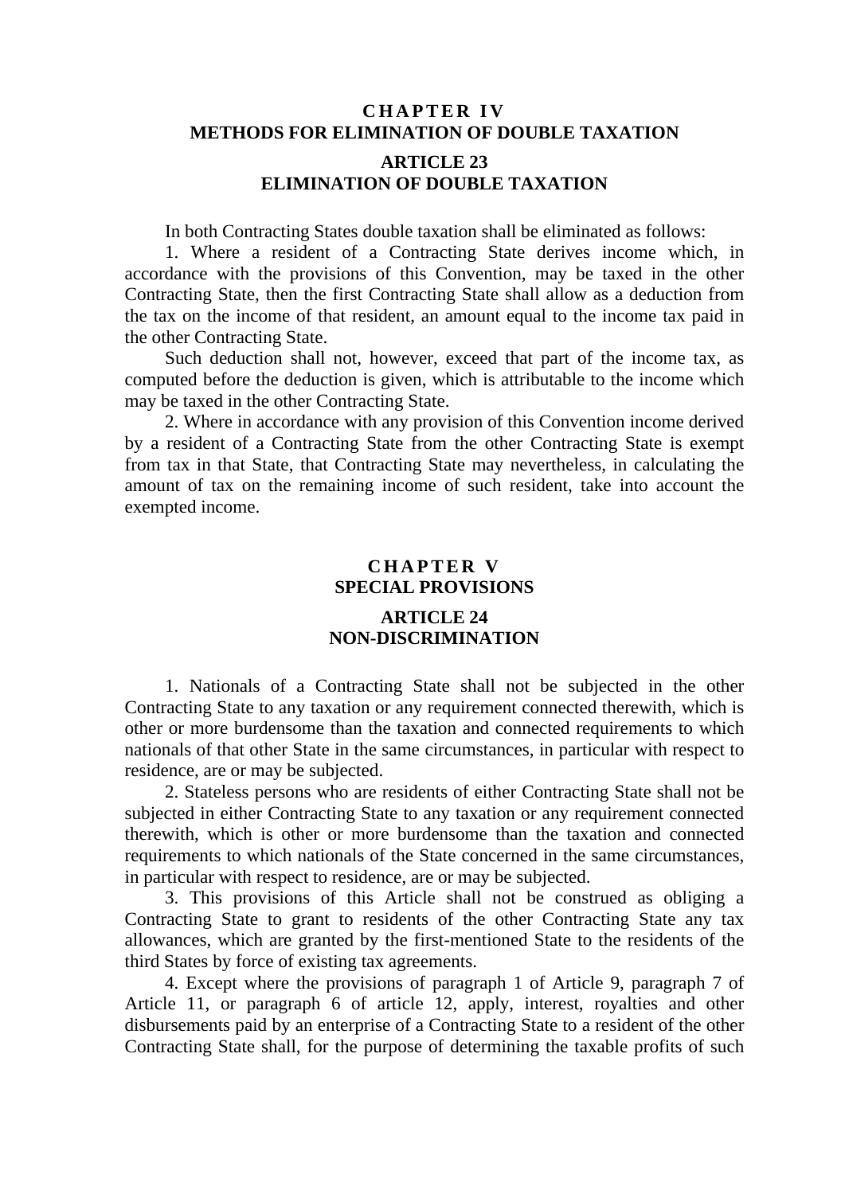## CHAPTER IV
## METHODS FOR ELIMINATION OF DOUBLE TAXATION

### ARTICLE 23
### ELIMINATION OF DOUBLE TAXATION

In both Contracting States double taxation shall be eliminated as follows:

1. Where a resident of a Contracting State derives income which, in accordance with the provisions of this Convention, may be taxed in the other Contracting State, then the first Contracting State shall allow as a deduction from the tax on the income of that resident, an amount equal to the income tax paid in the other Contracting State.

Such deduction shall not, however, exceed that part of the income tax, as computed before the deduction is given, which is attributable to the income which may be taxed in the other Contracting State.

2. Where in accordance with any provision of this Convention income derived by a resident of a Contracting State from the other Contracting State is exempt from tax in that State, that Contracting State may nevertheless, in calculating the amount of tax on the remaining income of such resident, take into account the exempted income.

## CHAPTER V
## SPECIAL PROVISIONS

### ARTICLE 24
### NON-DISCRIMINATION

1. Nationals of a Contracting State shall not be subjected in the other Contracting State to any taxation or any requirement connected therewith, which is other or more burdensome than the taxation and connected requirements to which nationals of that other State in the same circumstances, in particular with respect to residence, are or may be subjected.

2. Stateless persons who are residents of either Contracting State shall not be subjected in either Contracting State to any taxation or any requirement connected therewith, which is other or more burdensome than the taxation and connected requirements to which nationals of the State concerned in the same circumstances, in particular with respect to residence, are or may be subjected.

3. This provisions of this Article shall not be construed as obliging a Contracting State to grant to residents of the other Contracting State any tax allowances, which are granted by the first-mentioned State to the residents of the third States by force of existing tax agreements.

4. Except where the provisions of paragraph 1 of Article 9, paragraph 7 of Article 11, or paragraph 6 of article 12, apply, interest, royalties and other disbursements paid by an enterprise of a Contracting State to a resident of the other Contracting State shall, for the purpose of determining the taxable profits of such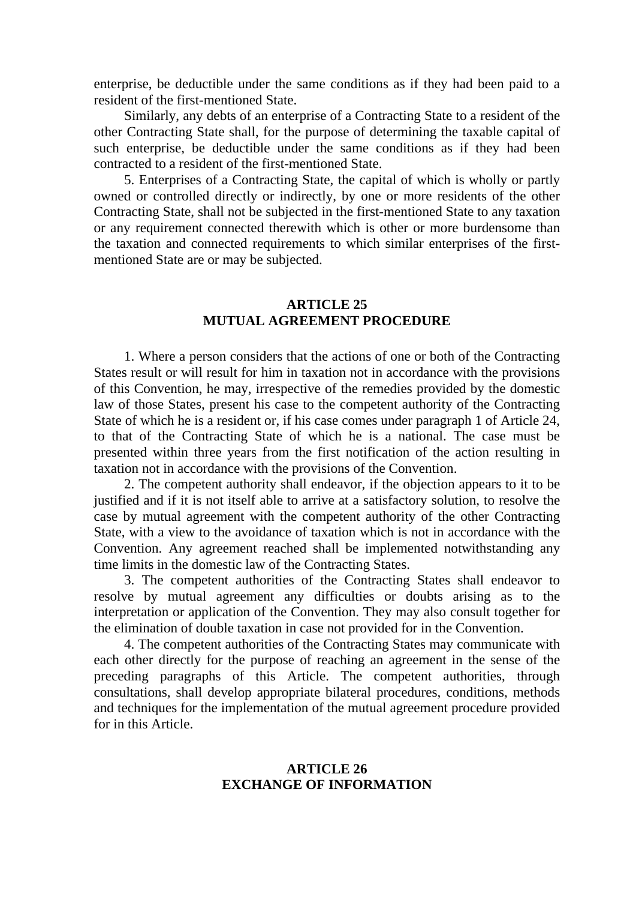enterprise, be deductible under the same conditions as if they had been paid to a resident of the first-mentioned State.

Similarly, any debts of an enterprise of a Contracting State to a resident of the other Contracting State shall, for the purpose of determining the taxable capital of such enterprise, be deductible under the same conditions as if they had been contracted to a resident of the first-mentioned State.

5. Enterprises of a Contracting State, the capital of which is wholly or partly owned or controlled directly or indirectly, by one or more residents of the other Contracting State, shall not be subjected in the first-mentioned State to any taxation or any requirement connected therewith which is other or more burdensome than the taxation and connected requirements to which similar enterprises of the first-mentioned State are or may be subjected.

## ARTICLE 25
## MUTUAL AGREEMENT PROCEDURE

1. Where a person considers that the actions of one or both of the Contracting States result or will result for him in taxation not in accordance with the provisions of this Convention, he may, irrespective of the remedies provided by the domestic law of those States, present his case to the competent authority of the Contracting State of which he is a resident or, if his case comes under paragraph 1 of Article 24, to that of the Contracting State of which he is a national. The case must be presented within three years from the first notification of the action resulting in taxation not in accordance with the provisions of the Convention.

2. The competent authority shall endeavor, if the objection appears to it to be justified and if it is not itself able to arrive at a satisfactory solution, to resolve the case by mutual agreement with the competent authority of the other Contracting State, with a view to the avoidance of taxation which is not in accordance with the Convention. Any agreement reached shall be implemented notwithstanding any time limits in the domestic law of the Contracting States.

3. The competent authorities of the Contracting States shall endeavor to resolve by mutual agreement any difficulties or doubts arising as to the interpretation or application of the Convention. They may also consult together for the elimination of double taxation in case not provided for in the Convention.

4. The competent authorities of the Contracting States may communicate with each other directly for the purpose of reaching an agreement in the sense of the preceding paragraphs of this Article. The competent authorities, through consultations, shall develop appropriate bilateral procedures, conditions, methods and techniques for the implementation of the mutual agreement procedure provided for in this Article.

## ARTICLE 26
## EXCHANGE OF INFORMATION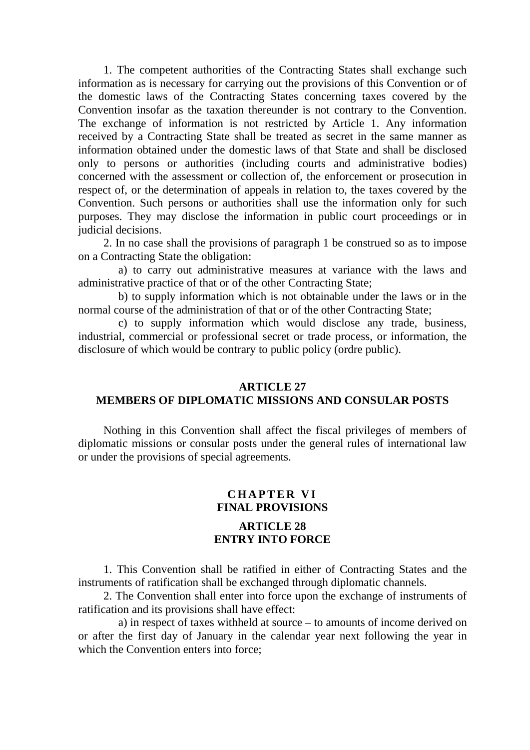1. The competent authorities of the Contracting States shall exchange such information as is necessary for carrying out the provisions of this Convention or of the domestic laws of the Contracting States concerning taxes covered by the Convention insofar as the taxation thereunder is not contrary to the Convention. The exchange of information is not restricted by Article 1. Any information received by a Contracting State shall be treated as secret in the same manner as information obtained under the domestic laws of that State and shall be disclosed only to persons or authorities (including courts and administrative bodies) concerned with the assessment or collection of, the enforcement or prosecution in respect of, or the determination of appeals in relation to, the taxes covered by the Convention. Such persons or authorities shall use the information only for such purposes. They may disclose the information in public court proceedings or in judicial decisions.

2. In no case shall the provisions of paragraph 1 be construed so as to impose on a Contracting State the obligation:

a) to carry out administrative measures at variance with the laws and administrative practice of that or of the other Contracting State;

b) to supply information which is not obtainable under the laws or in the normal course of the administration of that or of the other Contracting State;

c) to supply information which would disclose any trade, business, industrial, commercial or professional secret or trade process, or information, the disclosure of which would be contrary to public policy (ordre public).

## ARTICLE 27
## MEMBERS OF DIPLOMATIC MISSIONS AND CONSULAR POSTS

Nothing in this Convention shall affect the fiscal privileges of members of diplomatic missions or consular posts under the general rules of international law or under the provisions of special agreements.

# CHAPTER VI
# FINAL PROVISIONS

## ARTICLE 28
## ENTRY INTO FORCE

1. This Convention shall be ratified in either of Contracting States and the instruments of ratification shall be exchanged through diplomatic channels.

2. The Convention shall enter into force upon the exchange of instruments of ratification and its provisions shall have effect:

a) in respect of taxes withheld at source – to amounts of income derived on or after the first day of January in the calendar year next following the year in which the Convention enters into force;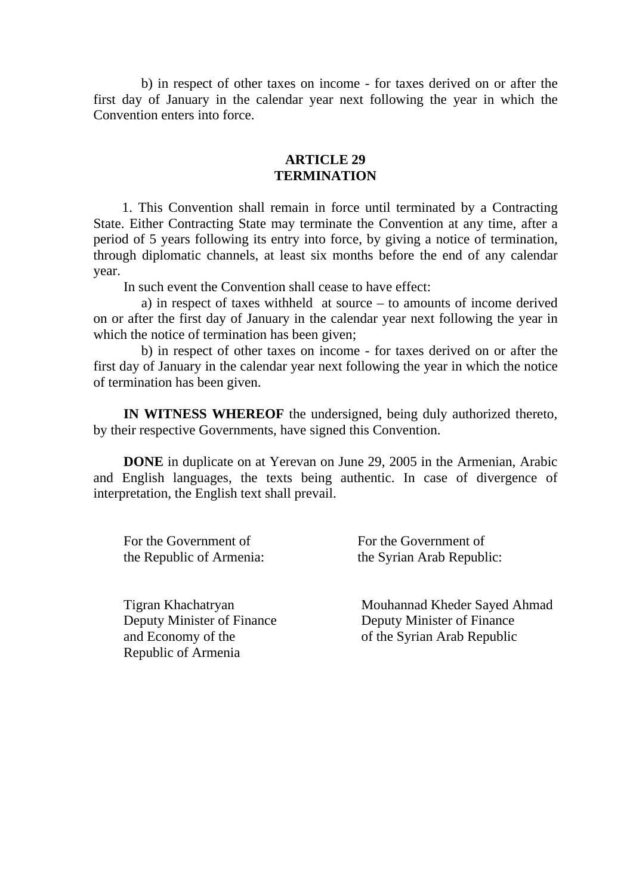b) in respect of other taxes on income - for taxes derived on or after the first day of January in the calendar year next following the year in which the Convention enters into force.

## ARTICLE 29
## TERMINATION

1. This Convention shall remain in force until terminated by a Contracting State. Either Contracting State may terminate the Convention at any time, after a period of 5 years following its entry into force, by giving a notice of termination, through diplomatic channels, at least six months before the end of any calendar year.

In such event the Convention shall cease to have effect:

a) in respect of taxes withheld at source – to amounts of income derived on or after the first day of January in the calendar year next following the year in which the notice of termination has been given;

b) in respect of other taxes on income - for taxes derived on or after the first day of January in the calendar year next following the year in which the notice of termination has been given.

**IN WITNESS WHEREOF** the undersigned, being duly authorized thereto, by their respective Governments, have signed this Convention.

**DONE** in duplicate on at Yerevan on June 29, 2005 in the Armenian, Arabic and English languages, the texts being authentic. In case of divergence of interpretation, the English text shall prevail.

For the Government of
the Republic of Armenia:

Tigran Khachatryan
Deputy Minister of Finance
and Economy of the
Republic of Armenia

For the Government of
the Syrian Arab Republic:

Mouhannad Kheder Sayed Ahmad
Deputy Minister of Finance
of the Syrian Arab Republic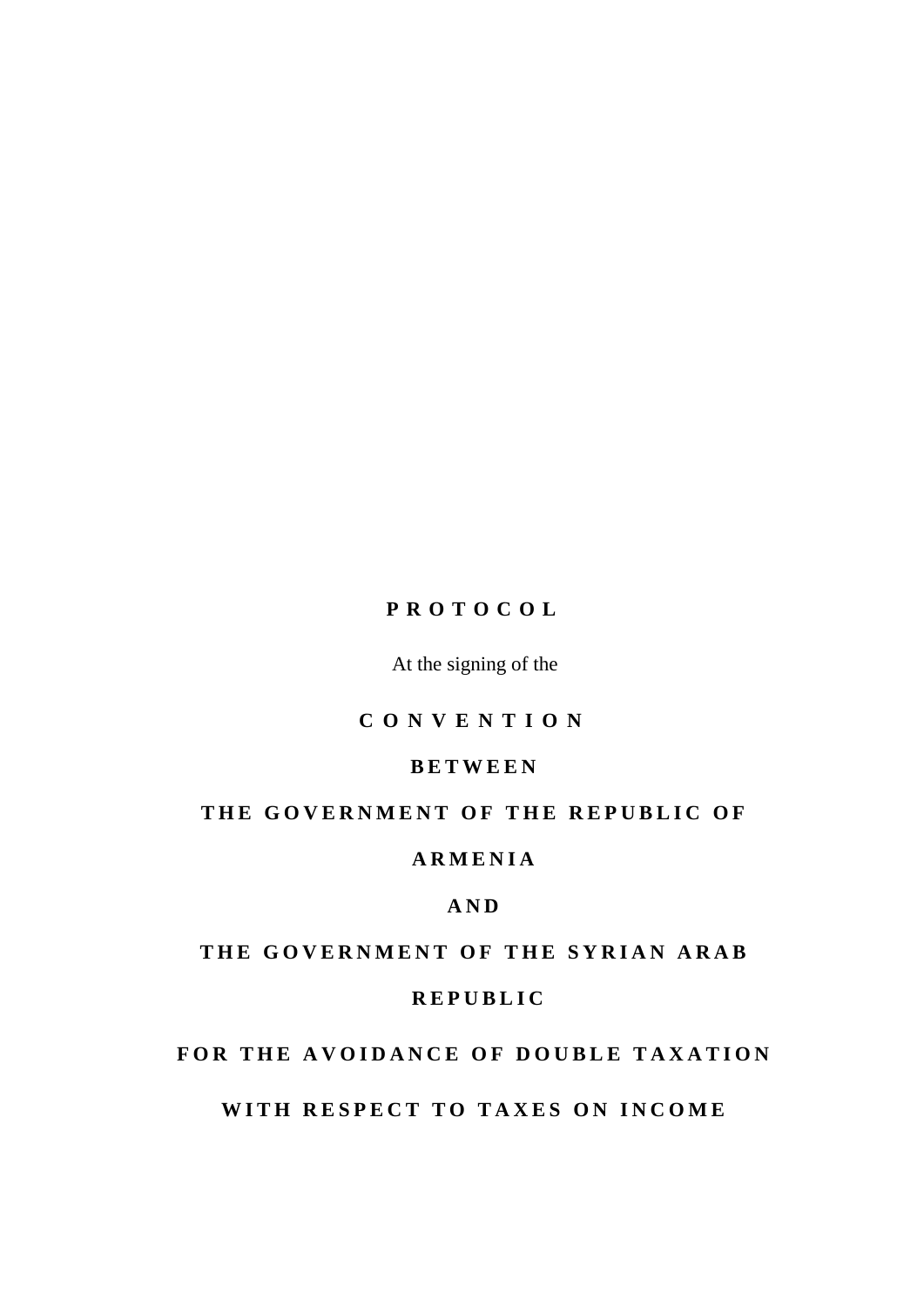# PROTOCOL

At the signing of the

## CONVENTION

## BETWEEN

## THE GOVERNMENT OF THE REPUBLIC OF ARMENIA

## AND

## THE GOVERNMENT OF THE SYRIAN ARAB REPUBLIC

## FOR THE AVOIDANCE OF DOUBLE TAXATION WITH RESPECT TO TAXES ON INCOME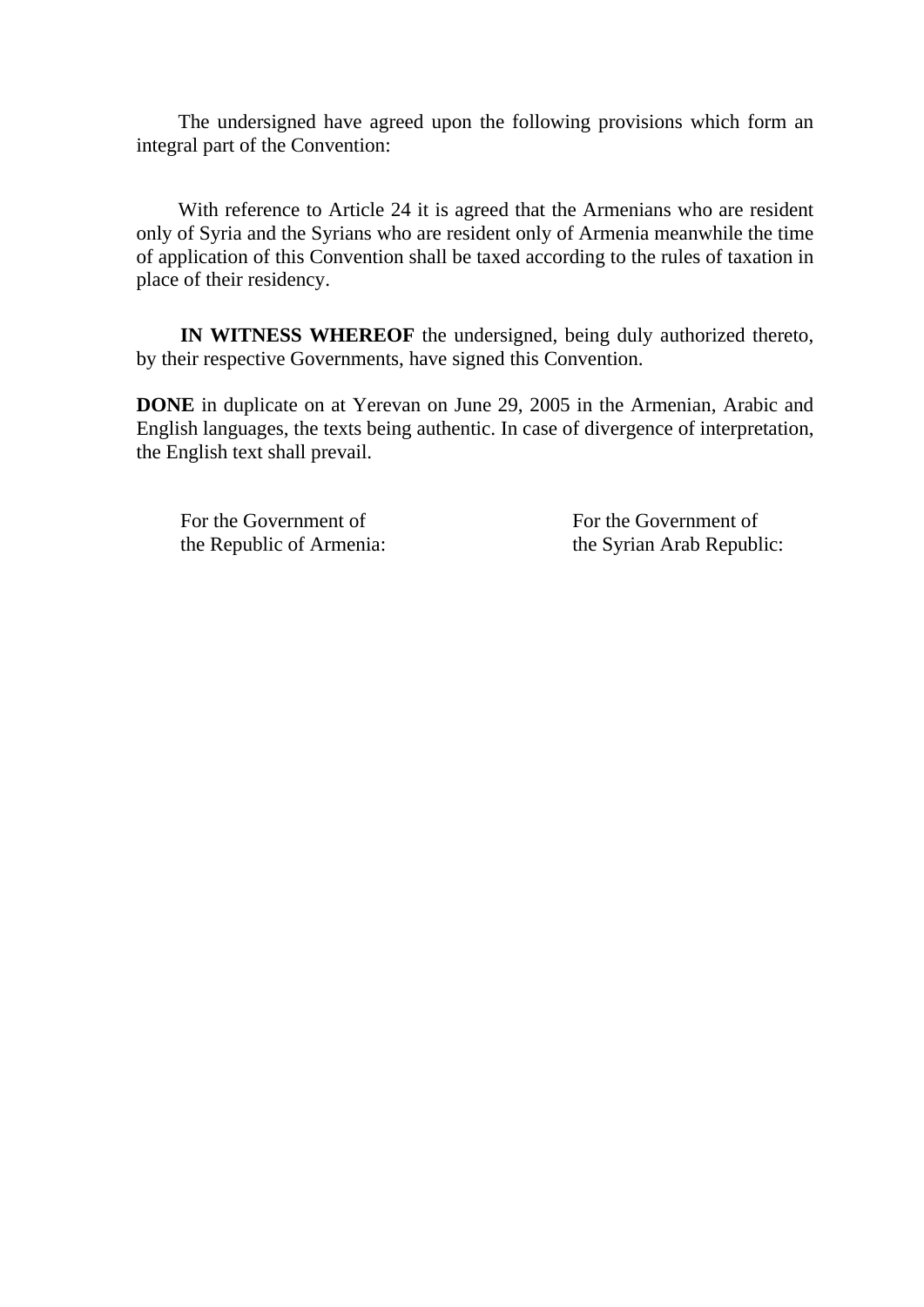The undersigned have agreed upon the following provisions which form an integral part of the Convention:

With reference to Article 24 it is agreed that the Armenians who are resident only of Syria and the Syrians who are resident only of Armenia meanwhile the time of application of this Convention shall be taxed according to the rules of taxation in place of their residency.

**IN WITNESS WHEREOF** the undersigned, being duly authorized thereto, by their respective Governments, have signed this Convention.

**DONE** in duplicate on at Yerevan on June 29, 2005 in the Armenian, Arabic and English languages, the texts being authentic. In case of divergence of interpretation, the English text shall prevail.

For the Government of
the Republic of Armenia:

For the Government of
the Syrian Arab Republic: